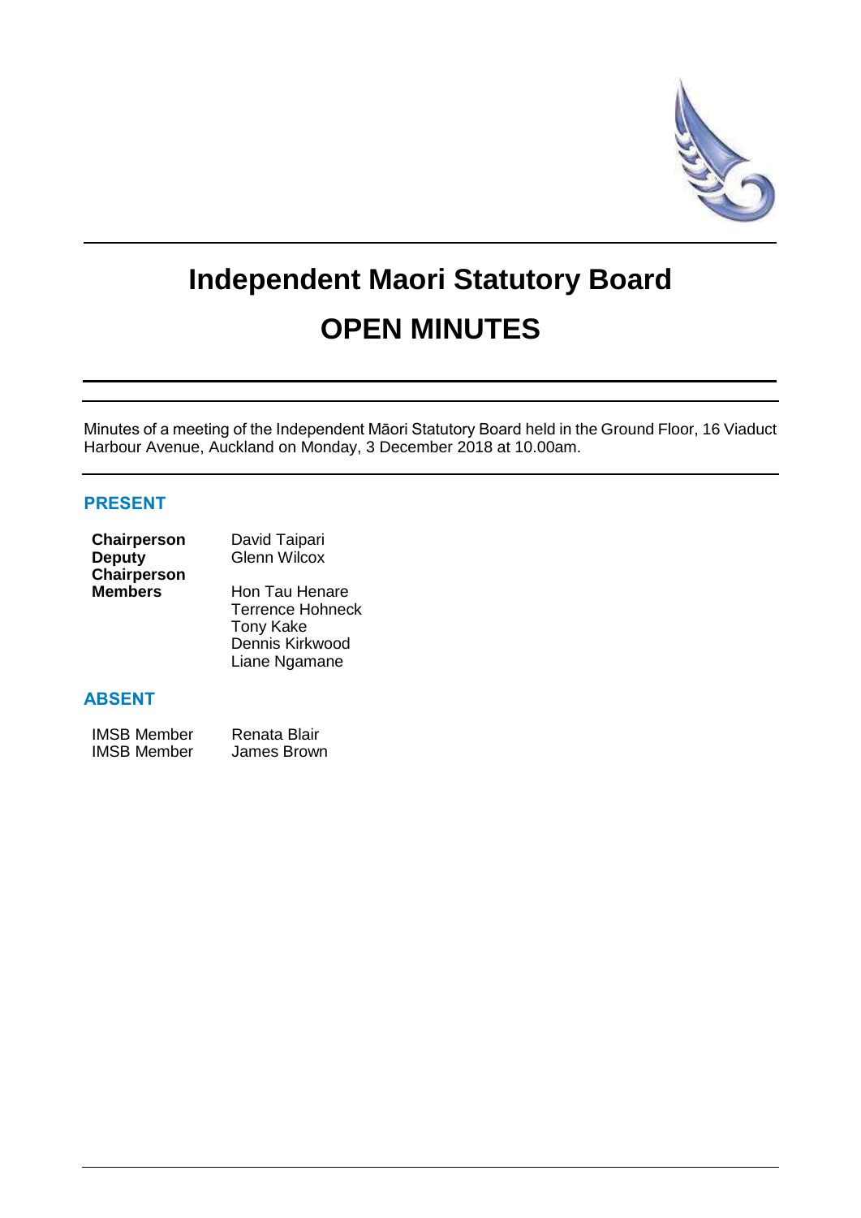# Independent Maori Statutory Board

# OPEN MINUTES

Minutes of a meeting of the Independent Māori Statutory Board held in the Ground Floor, 16 Viaduct Harbour Avenue, Auckland on Monday, 3 December 2018 at 10.00am.

## PRESENT

| | |
|---|---|
| **Chairperson** | David Taipari |
| **Deputy Chairperson** | Glenn Wilcox |
| **Members** | Hon Tau Henare |
| | Terrence Hohneck |
| | Tony Kake |
| | Dennis Kirkwood |
| | Liane Ngamane |

## ABSENT

| | |
|---|---|
| IMSB Member | Renata Blair |
| IMSB Member | James Brown |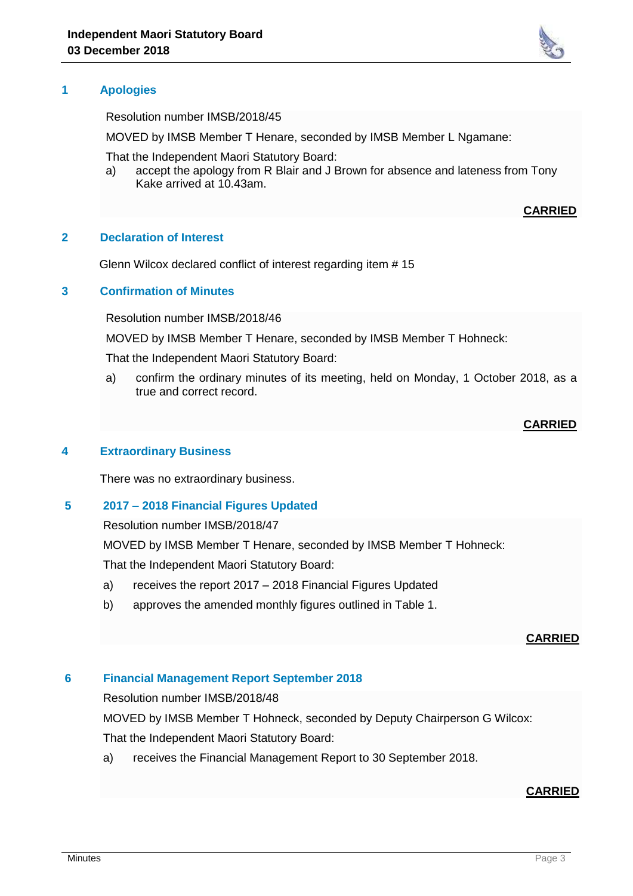## 1 Apologies

Resolution number IMSB/2018/45

MOVED by IMSB Member T Henare, seconded by IMSB Member L Ngamane:

That the Independent Maori Statutory Board:

a) accept the apology from R Blair and J Brown for absence and lateness from Tony Kake arrived at 10.43am.

**CARRIED**

## 2 Declaration of Interest

Glenn Wilcox declared conflict of interest regarding item # 15

## 3 Confirmation of Minutes

Resolution number IMSB/2018/46

MOVED by IMSB Member T Henare, seconded by IMSB Member T Hohneck:

That the Independent Maori Statutory Board:

a) confirm the ordinary minutes of its meeting, held on Monday, 1 October 2018, as a true and correct record.

**CARRIED**

## 4 Extraordinary Business

There was no extraordinary business.

## 5 2017 – 2018 Financial Figures Updated

Resolution number IMSB/2018/47

MOVED by IMSB Member T Henare, seconded by IMSB Member T Hohneck:

That the Independent Maori Statutory Board:

a) receives the report 2017 – 2018 Financial Figures Updated

b) approves the amended monthly figures outlined in Table 1.

**CARRIED**

## 6 Financial Management Report September 2018

Resolution number IMSB/2018/48

MOVED by IMSB Member T Hohneck, seconded by Deputy Chairperson G Wilcox:

That the Independent Maori Statutory Board:

a) receives the Financial Management Report to 30 September 2018.

**CARRIED**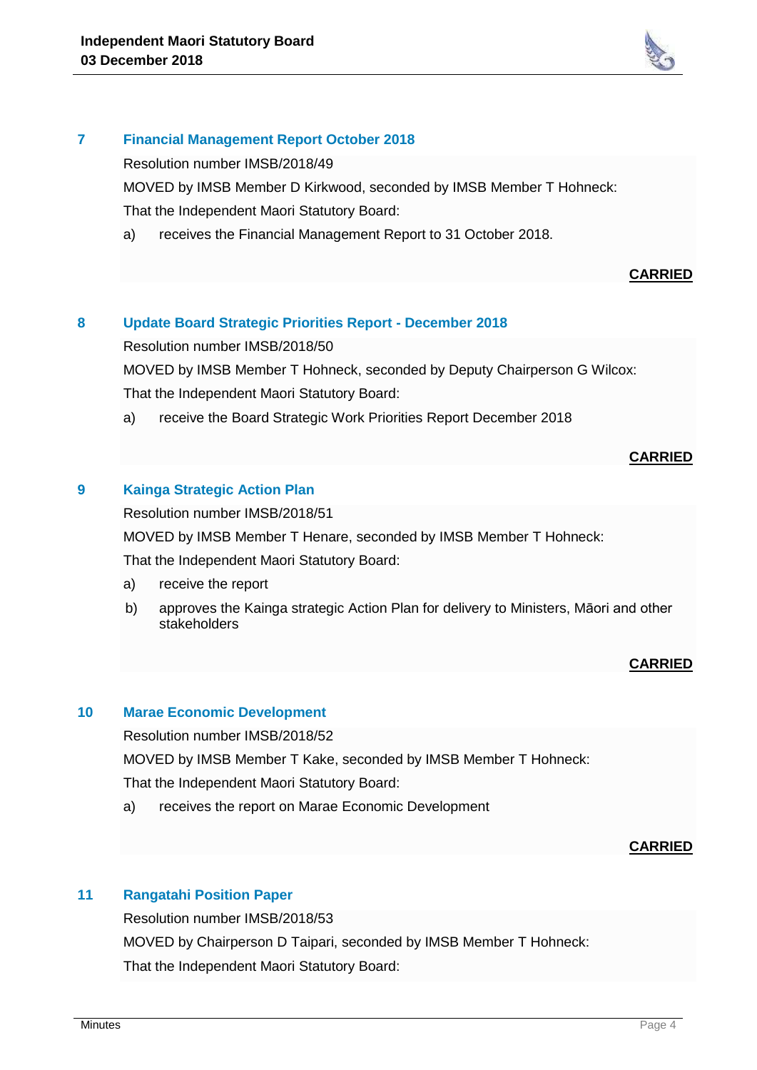## 7 Financial Management Report October 2018

Resolution number IMSB/2018/49

MOVED by IMSB Member D Kirkwood, seconded by IMSB Member T Hohneck:

That the Independent Maori Statutory Board:

a) receives the Financial Management Report to 31 October 2018.

**CARRIED**

## 8 Update Board Strategic Priorities Report - December 2018

Resolution number IMSB/2018/50

MOVED by IMSB Member T Hohneck, seconded by Deputy Chairperson G Wilcox:

That the Independent Maori Statutory Board:

a) receive the Board Strategic Work Priorities Report December 2018

**CARRIED**

## 9 Kainga Strategic Action Plan

Resolution number IMSB/2018/51

MOVED by IMSB Member T Henare, seconded by IMSB Member T Hohneck:

That the Independent Maori Statutory Board:

a) receive the report

b) approves the Kainga strategic Action Plan for delivery to Ministers, Māori and other stakeholders

**CARRIED**

## 10 Marae Economic Development

Resolution number IMSB/2018/52

MOVED by IMSB Member T Kake, seconded by IMSB Member T Hohneck:

That the Independent Maori Statutory Board:

a) receives the report on Marae Economic Development

**CARRIED**

## 11 Rangatahi Position Paper

Resolution number IMSB/2018/53

MOVED by Chairperson D Taipari, seconded by IMSB Member T Hohneck:

That the Independent Maori Statutory Board: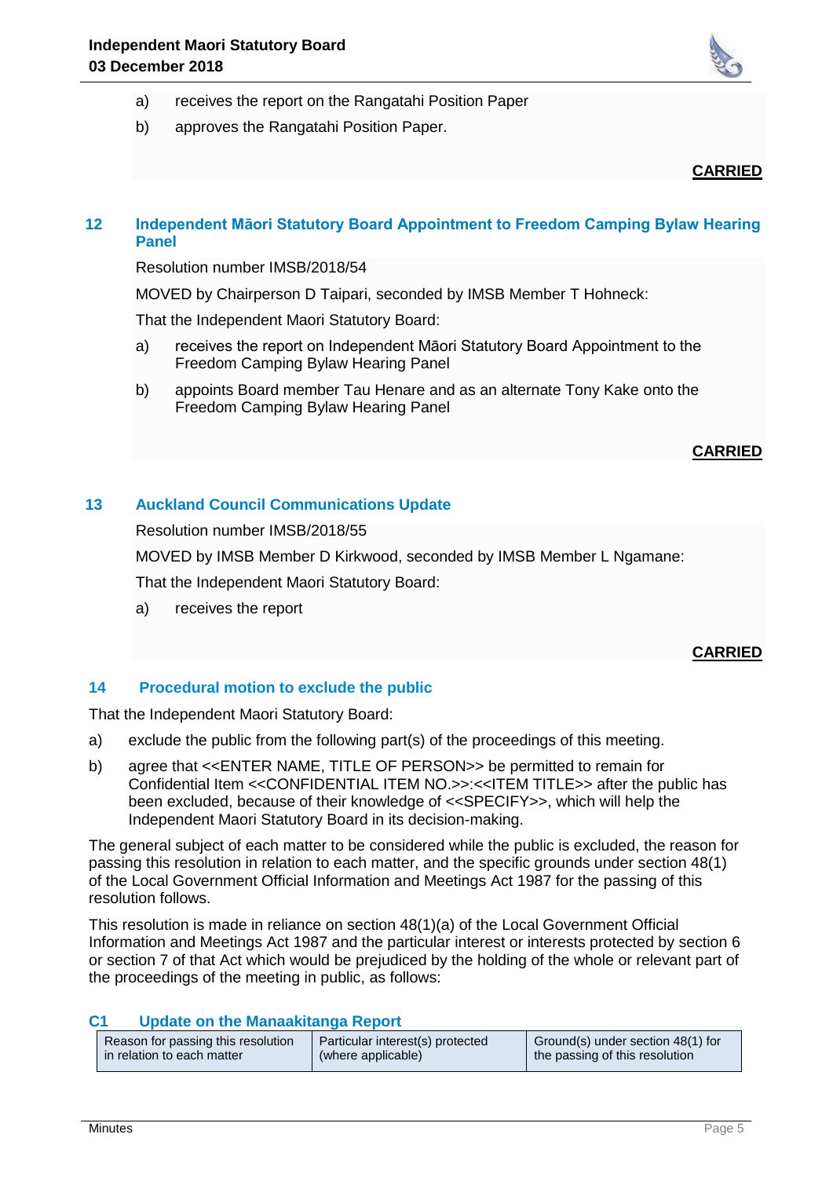a) receives the report on the Rangatahi Position Paper

b) approves the Rangatahi Position Paper.

**CARRIED**

## 12 Independent Māori Statutory Board Appointment to Freedom Camping Bylaw Hearing Panel

Resolution number IMSB/2018/54

MOVED by Chairperson D Taipari, seconded by IMSB Member T Hohneck:

That the Independent Maori Statutory Board:

a) receives the report on Independent Māori Statutory Board Appointment to the Freedom Camping Bylaw Hearing Panel

b) appoints Board member Tau Henare and as an alternate Tony Kake onto the Freedom Camping Bylaw Hearing Panel

**CARRIED**

## 13 Auckland Council Communications Update

Resolution number IMSB/2018/55

MOVED by IMSB Member D Kirkwood, seconded by IMSB Member L Ngamane:

That the Independent Maori Statutory Board:

a) receives the report

**CARRIED**

## 14 Procedural motion to exclude the public

That the Independent Maori Statutory Board:

a) exclude the public from the following part(s) of the proceedings of this meeting.

b) agree that <<ENTER NAME, TITLE OF PERSON>> be permitted to remain for Confidential Item <<CONFIDENTIAL ITEM NO.>>:<<ITEM TITLE>> after the public has been excluded, because of their knowledge of <<SPECIFY>>, which will help the Independent Maori Statutory Board in its decision-making.

The general subject of each matter to be considered while the public is excluded, the reason for passing this resolution in relation to each matter, and the specific grounds under section 48(1) of the Local Government Official Information and Meetings Act 1987 for the passing of this resolution follows.

This resolution is made in reliance on section 48(1)(a) of the Local Government Official Information and Meetings Act 1987 and the particular interest or interests protected by section 6 or section 7 of that Act which would be prejudiced by the holding of the whole or relevant part of the proceedings of the meeting in public, as follows:

### C1 Update on the Manaakitanga Report

| Reason for passing this resolution in relation to each matter | Particular interest(s) protected (where applicable) | Ground(s) under section 48(1) for the passing of this resolution |
|---|---|---|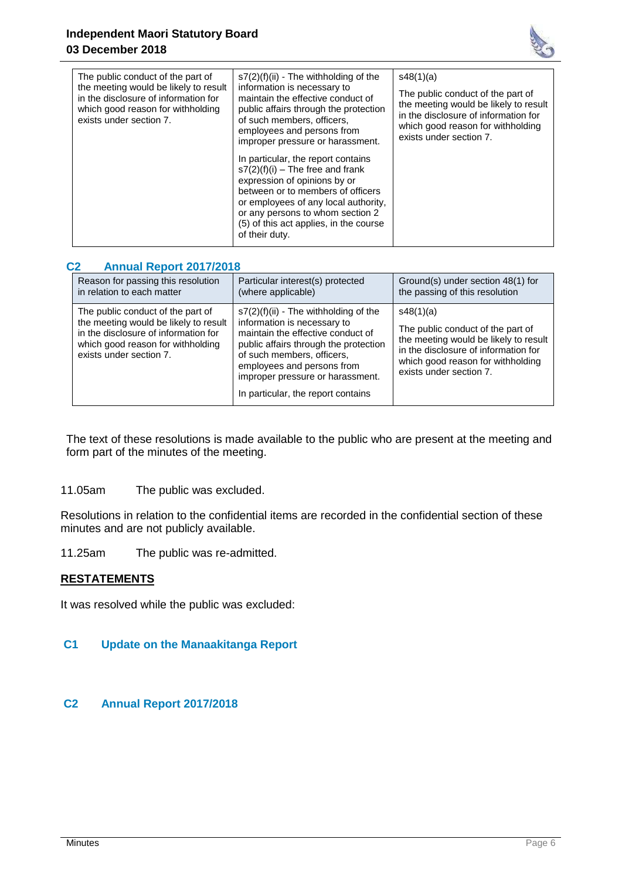| | | |
|---|---|---|
| The public conduct of the part of the meeting would be likely to result in the disclosure of information for which good reason for withholding exists under section 7. | s7(2)(f)(ii) - The withholding of the information is necessary to maintain the effective conduct of public affairs through the protection of such members, officers, employees and persons from improper pressure or harassment.<br><br>In particular, the report contains s7(2)(f)(i) – The free and frank expression of opinions by or between or to members of officers or employees of any local authority, or any persons to whom section 2 (5) of this act applies, in the course of their duty. | s48(1)(a)<br><br>The public conduct of the part of the meeting would be likely to result in the disclosure of information for which good reason for withholding exists under section 7. |

### C2 Annual Report 2017/2018

| Reason for passing this resolution in relation to each matter | Particular interest(s) protected (where applicable) | Ground(s) under section 48(1) for the passing of this resolution |
|---|---|---|
| The public conduct of the part of the meeting would be likely to result in the disclosure of information for which good reason for withholding exists under section 7. | s7(2)(f)(ii) - The withholding of the information is necessary to maintain the effective conduct of public affairs through the protection of such members, officers, employees and persons from improper pressure or harassment.<br><br>In particular, the report contains | s48(1)(a)<br><br>The public conduct of the part of the meeting would be likely to result in the disclosure of information for which good reason for withholding exists under section 7. |

The text of these resolutions is made available to the public who are present at the meeting and form part of the minutes of the meeting.

11.05am The public was excluded.

Resolutions in relation to the confidential items are recorded in the confidential section of these minutes and are not publicly available.

11.25am The public was re-admitted.

**RESTATEMENTS**

It was resolved while the public was excluded:

### C1 Update on the Manaakitanga Report

### C2 Annual Report 2017/2018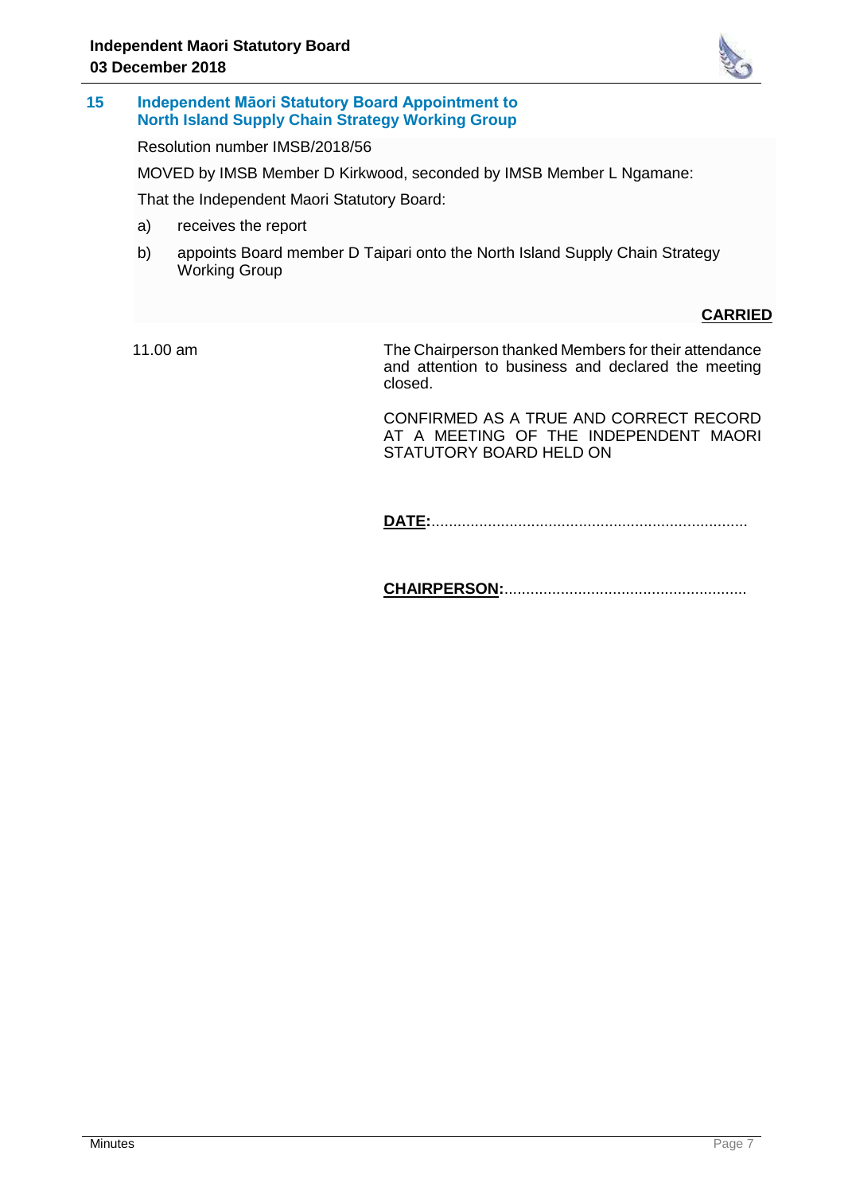## 15 Independent Māori Statutory Board Appointment to North Island Supply Chain Strategy Working Group

Resolution number IMSB/2018/56

MOVED by IMSB Member D Kirkwood, seconded by IMSB Member L Ngamane:

That the Independent Maori Statutory Board:

a) receives the report

b) appoints Board member D Taipari onto the North Island Supply Chain Strategy Working Group

**CARRIED**

11.00 am The Chairperson thanked Members for their attendance and attention to business and declared the meeting closed.

CONFIRMED AS A TRUE AND CORRECT RECORD AT A MEETING OF THE INDEPENDENT MAORI STATUTORY BOARD HELD ON

**DATE:**.........................................................................

**CHAIRPERSON:**.......................................................